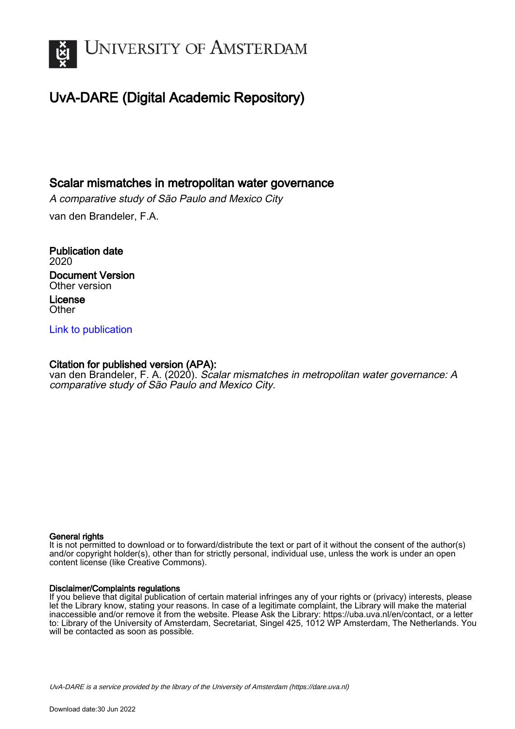UNIVERSITY OF AMSTERDAM

# UvA-DARE (Digital Academic Repository)

## Scalar mismatches in metropolitan water governance

*A comparative study of São Paulo and Mexico City*

van den Brandeler, F.A.

**Publication date**
2020

**Document Version**
Other version

**License**
Other

[Link to publication]

**Citation for published version (APA):**
van den Brandeler, F. A. (2020). *Scalar mismatches in metropolitan water governance: A comparative study of São Paulo and Mexico City*.

**General rights**
It is not permitted to download or to forward/distribute the text or part of it without the consent of the author(s) and/or copyright holder(s), other than for strictly personal, individual use, unless the work is under an open content license (like Creative Commons).

**Disclaimer/Complaints regulations**
If you believe that digital publication of certain material infringes any of your rights or (privacy) interests, please let the Library know, stating your reasons. In case of a legitimate complaint, the Library will make the material inaccessible and/or remove it from the website. Please Ask the Library: https://uba.uva.nl/en/contact, or a letter to: Library of the University of Amsterdam, Secretariat, Singel 425, 1012 WP Amsterdam, The Netherlands. You will be contacted as soon as possible.

*UvA-DARE is a service provided by the library of the University of Amsterdam (https://dare.uva.nl)*

Download date:30 Jun 2022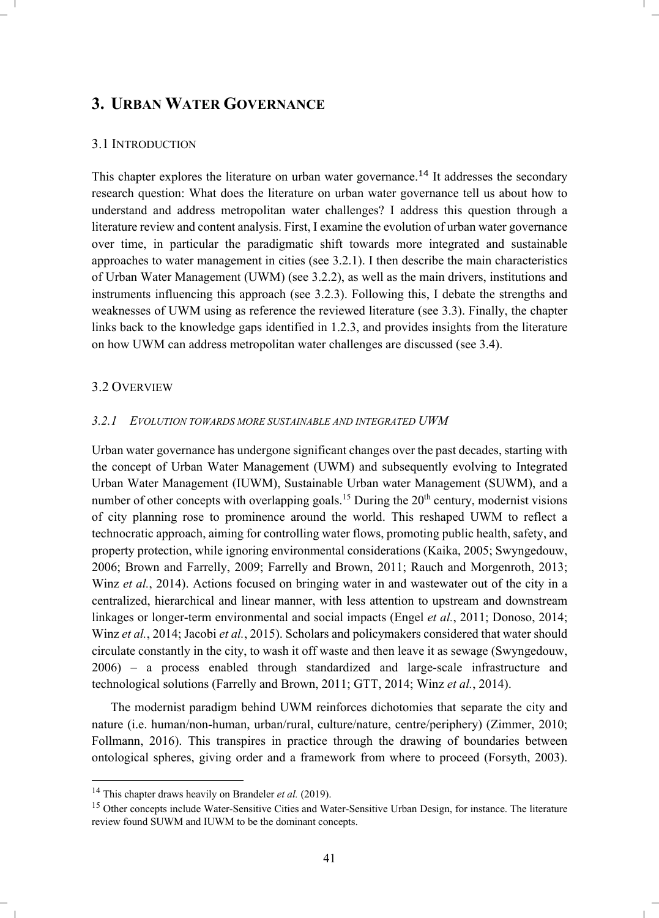# 3. Urban Water Governance

## 3.1 Introduction

This chapter explores the literature on urban water governance.[14] It addresses the secondary research question: What does the literature on urban water governance tell us about how to understand and address metropolitan water challenges? I address this question through a literature review and content analysis. First, I examine the evolution of urban water governance over time, in particular the paradigmatic shift towards more integrated and sustainable approaches to water management in cities (see 3.2.1). I then describe the main characteristics of Urban Water Management (UWM) (see 3.2.2), as well as the main drivers, institutions and instruments influencing this approach (see 3.2.3). Following this, I debate the strengths and weaknesses of UWM using as reference the reviewed literature (see 3.3). Finally, the chapter links back to the knowledge gaps identified in 1.2.3, and provides insights from the literature on how UWM can address metropolitan water challenges are discussed (see 3.4).

## 3.2 Overview

### *3.2.1 Evolution towards more sustainable and integrated UWM*

Urban water governance has undergone significant changes over the past decades, starting with the concept of Urban Water Management (UWM) and subsequently evolving to Integrated Urban Water Management (IUWM), Sustainable Urban water Management (SUWM), and a number of other concepts with overlapping goals.[15] During the 20[th] century, modernist visions of city planning rose to prominence around the world. This reshaped UWM to reflect a technocratic approach, aiming for controlling water flows, promoting public health, safety, and property protection, while ignoring environmental considerations (Kaika, 2005; Swyngedouw, 2006; Brown and Farrelly, 2009; Farrelly and Brown, 2011; Rauch and Morgenroth, 2013; Winz *et al.*, 2014). Actions focused on bringing water in and wastewater out of the city in a centralized, hierarchical and linear manner, with less attention to upstream and downstream linkages or longer-term environmental and social impacts (Engel *et al.*, 2011; Donoso, 2014; Winz *et al.*, 2014; Jacobi *et al.*, 2015). Scholars and policymakers considered that water should circulate constantly in the city, to wash it off waste and then leave it as sewage (Swyngedouw, 2006) – a process enabled through standardized and large-scale infrastructure and technological solutions (Farrelly and Brown, 2011; GTT, 2014; Winz *et al.*, 2014).

The modernist paradigm behind UWM reinforces dichotomies that separate the city and nature (i.e. human/non-human, urban/rural, culture/nature, centre/periphery) (Zimmer, 2010; Follmann, 2016). This transpires in practice through the drawing of boundaries between ontological spheres, giving order and a framework from where to proceed (Forsyth, 2003).

---

[14] This chapter draws heavily on Brandeler *et al.* (2019).

[15] Other concepts include Water-Sensitive Cities and Water-Sensitive Urban Design, for instance. The literature review found SUWM and IUWM to be the dominant concepts.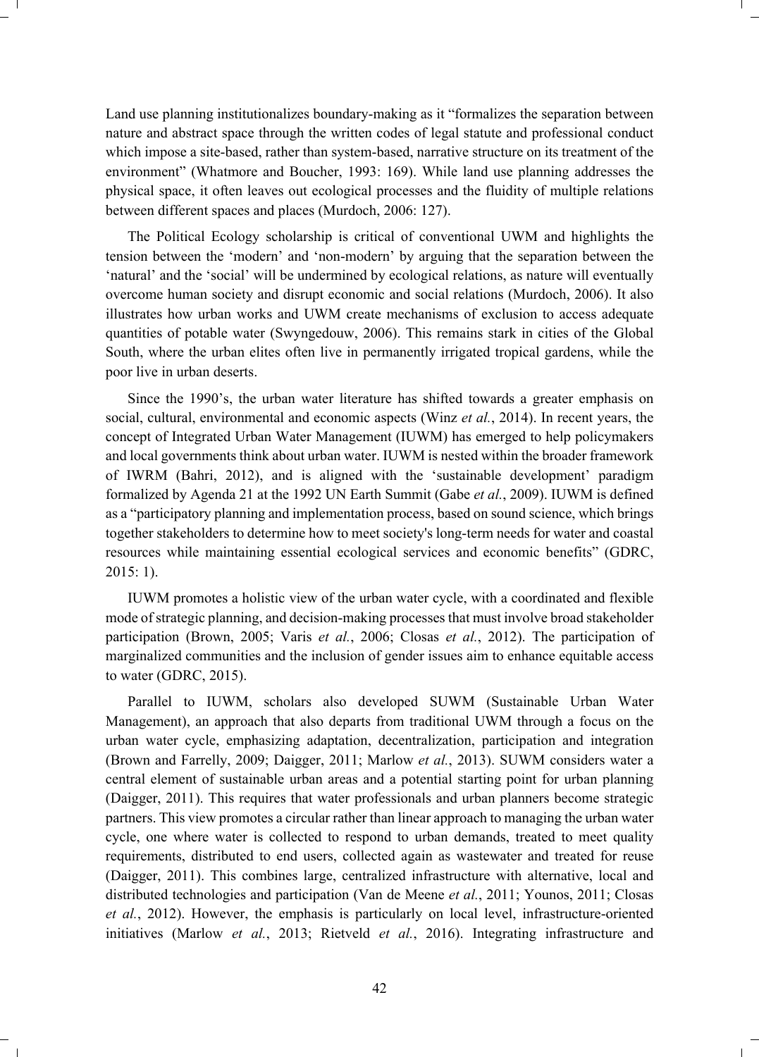Land use planning institutionalizes boundary-making as it "formalizes the separation between nature and abstract space through the written codes of legal statute and professional conduct which impose a site-based, rather than system-based, narrative structure on its treatment of the environment" (Whatmore and Boucher, 1993: 169). While land use planning addresses the physical space, it often leaves out ecological processes and the fluidity of multiple relations between different spaces and places (Murdoch, 2006: 127).

The Political Ecology scholarship is critical of conventional UWM and highlights the tension between the 'modern' and 'non-modern' by arguing that the separation between the 'natural' and the 'social' will be undermined by ecological relations, as nature will eventually overcome human society and disrupt economic and social relations (Murdoch, 2006). It also illustrates how urban works and UWM create mechanisms of exclusion to access adequate quantities of potable water (Swyngedouw, 2006). This remains stark in cities of the Global South, where the urban elites often live in permanently irrigated tropical gardens, while the poor live in urban deserts.

Since the 1990's, the urban water literature has shifted towards a greater emphasis on social, cultural, environmental and economic aspects (Winz *et al.*, 2014). In recent years, the concept of Integrated Urban Water Management (IUWM) has emerged to help policymakers and local governments think about urban water. IUWM is nested within the broader framework of IWRM (Bahri, 2012), and is aligned with the 'sustainable development' paradigm formalized by Agenda 21 at the 1992 UN Earth Summit (Gabe *et al.*, 2009). IUWM is defined as a "participatory planning and implementation process, based on sound science, which brings together stakeholders to determine how to meet society's long-term needs for water and coastal resources while maintaining essential ecological services and economic benefits" (GDRC, 2015: 1).

IUWM promotes a holistic view of the urban water cycle, with a coordinated and flexible mode of strategic planning, and decision-making processes that must involve broad stakeholder participation (Brown, 2005; Varis *et al.*, 2006; Closas *et al.*, 2012). The participation of marginalized communities and the inclusion of gender issues aim to enhance equitable access to water (GDRC, 2015).

Parallel to IUWM, scholars also developed SUWM (Sustainable Urban Water Management), an approach that also departs from traditional UWM through a focus on the urban water cycle, emphasizing adaptation, decentralization, participation and integration (Brown and Farrelly, 2009; Daigger, 2011; Marlow *et al.*, 2013). SUWM considers water a central element of sustainable urban areas and a potential starting point for urban planning (Daigger, 2011). This requires that water professionals and urban planners become strategic partners. This view promotes a circular rather than linear approach to managing the urban water cycle, one where water is collected to respond to urban demands, treated to meet quality requirements, distributed to end users, collected again as wastewater and treated for reuse (Daigger, 2011). This combines large, centralized infrastructure with alternative, local and distributed technologies and participation (Van de Meene *et al.*, 2011; Younos, 2011; Closas *et al.*, 2012). However, the emphasis is particularly on local level, infrastructure-oriented initiatives (Marlow *et al.*, 2013; Rietveld *et al.*, 2016). Integrating infrastructure and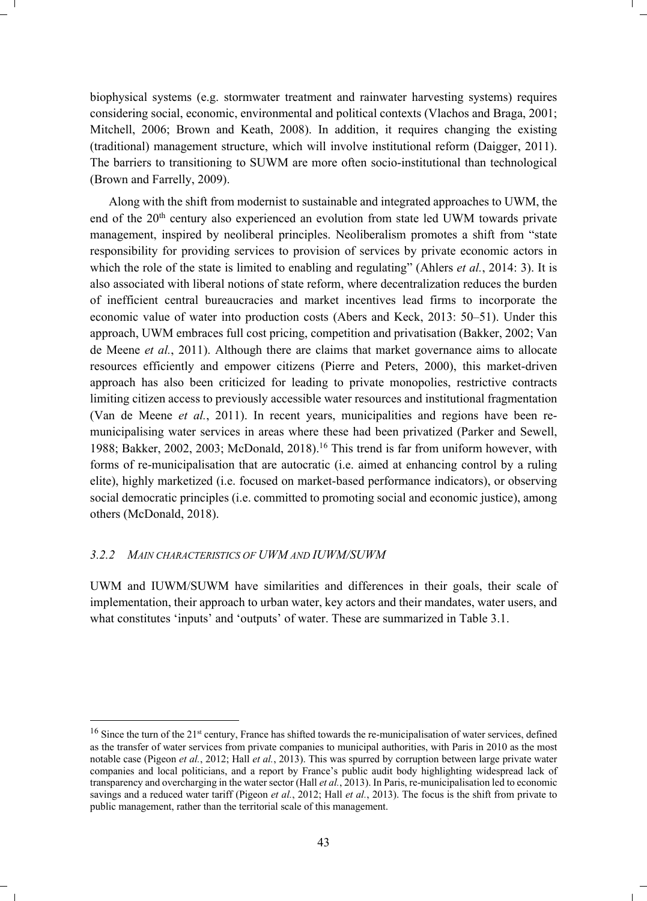biophysical systems (e.g. stormwater treatment and rainwater harvesting systems) requires considering social, economic, environmental and political contexts (Vlachos and Braga, 2001; Mitchell, 2006; Brown and Keath, 2008). In addition, it requires changing the existing (traditional) management structure, which will involve institutional reform (Daigger, 2011). The barriers to transitioning to SUWM are more often socio-institutional than technological (Brown and Farrelly, 2009).

Along with the shift from modernist to sustainable and integrated approaches to UWM, the end of the 20th century also experienced an evolution from state led UWM towards private management, inspired by neoliberal principles. Neoliberalism promotes a shift from "state responsibility for providing services to provision of services by private economic actors in which the role of the state is limited to enabling and regulating" (Ahlers *et al.*, 2014: 3). It is also associated with liberal notions of state reform, where decentralization reduces the burden of inefficient central bureaucracies and market incentives lead firms to incorporate the economic value of water into production costs (Abers and Keck, 2013: 50–51). Under this approach, UWM embraces full cost pricing, competition and privatisation (Bakker, 2002; Van de Meene *et al.*, 2011). Although there are claims that market governance aims to allocate resources efficiently and empower citizens (Pierre and Peters, 2000), this market-driven approach has also been criticized for leading to private monopolies, restrictive contracts limiting citizen access to previously accessible water resources and institutional fragmentation (Van de Meene *et al.*, 2011). In recent years, municipalities and regions have been re-municipalising water services in areas where these had been privatized (Parker and Sewell, 1988; Bakker, 2002, 2003; McDonald, 2018).[16] This trend is far from uniform however, with forms of re-municipalisation that are autocratic (i.e. aimed at enhancing control by a ruling elite), highly marketized (i.e. focused on market-based performance indicators), or observing social democratic principles (i.e. committed to promoting social and economic justice), among others (McDonald, 2018).

### 3.2.2 *Main characteristics of UWM and IUWM/SUWM*

UWM and IUWM/SUWM have similarities and differences in their goals, their scale of implementation, their approach to urban water, key actors and their mandates, water users, and what constitutes 'inputs' and 'outputs' of water. These are summarized in Table 3.1.

---

[16] Since the turn of the 21st century, France has shifted towards the re-municipalisation of water services, defined as the transfer of water services from private companies to municipal authorities, with Paris in 2010 as the most notable case (Pigeon *et al.*, 2012; Hall *et al.*, 2013). This was spurred by corruption between large private water companies and local politicians, and a report by France's public audit body highlighting widespread lack of transparency and overcharging in the water sector (Hall *et al.*, 2013). In Paris, re-municipalisation led to economic savings and a reduced water tariff (Pigeon *et al.*, 2012; Hall *et al.*, 2013). The focus is the shift from private to public management, rather than the territorial scale of this management.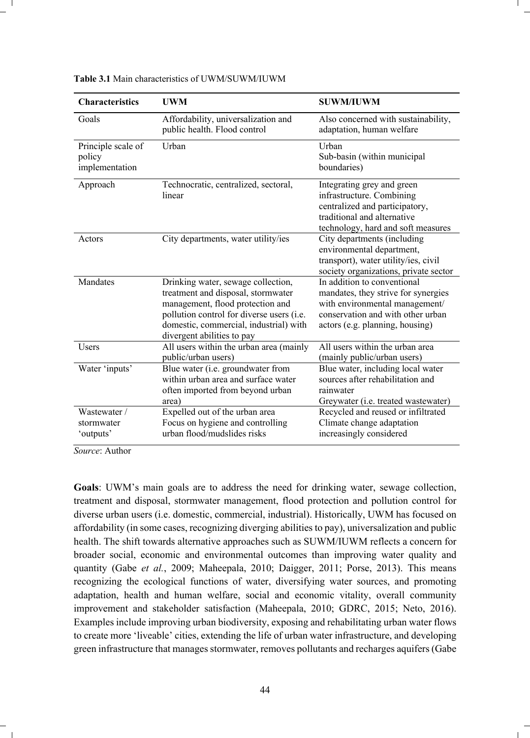**Table 3.1** Main characteristics of UWM/SUWM/IUWM

| Characteristics | UWM | SUWM/IUWM |
|---|---|---|
| Goals | Affordability, universalization and public health. Flood control | Also concerned with sustainability, adaptation, human welfare |
| Principle scale of policy implementation | Urban | Urban<br>Sub-basin (within municipal boundaries) |
| Approach | Technocratic, centralized, sectoral, linear | Integrating grey and green infrastructure. Combining centralized and participatory, traditional and alternative technology, hard and soft measures |
| Actors | City departments, water utility/ies | City departments (including environmental department, transport), water utility/ies, civil society organizations, private sector |
| Mandates | Drinking water, sewage collection, treatment and disposal, stormwater management, flood protection and pollution control for diverse users (i.e. domestic, commercial, industrial) with divergent abilities to pay | In addition to conventional mandates, they strive for synergies with environmental management/ conservation and with other urban actors (e.g. planning, housing) |
| Users | All users within the urban area (mainly public/urban users) | All users within the urban area (mainly public/urban users) |
| Water 'inputs' | Blue water (i.e. groundwater from within urban area and surface water often imported from beyond urban area) | Blue water, including local water sources after rehabilitation and rainwater<br>Greywater (i.e. treated wastewater) |
| Wastewater / stormwater 'outputs' | Expelled out of the urban area<br>Focus on hygiene and controlling urban flood/mudslides risks | Recycled and reused or infiltrated<br>Climate change adaptation increasingly considered |

*Source*: Author

**Goals**: UWM's main goals are to address the need for drinking water, sewage collection, treatment and disposal, stormwater management, flood protection and pollution control for diverse urban users (i.e. domestic, commercial, industrial). Historically, UWM has focused on affordability (in some cases, recognizing diverging abilities to pay), universalization and public health. The shift towards alternative approaches such as SUWM/IUWM reflects a concern for broader social, economic and environmental outcomes than improving water quality and quantity (Gabe *et al.*, 2009; Maheepala, 2010; Daigger, 2011; Porse, 2013). This means recognizing the ecological functions of water, diversifying water sources, and promoting adaptation, health and human welfare, social and economic vitality, overall community improvement and stakeholder satisfaction (Maheepala, 2010; GDRC, 2015; Neto, 2016). Examples include improving urban biodiversity, exposing and rehabilitating urban water flows to create more 'liveable' cities, extending the life of urban water infrastructure, and developing green infrastructure that manages stormwater, removes pollutants and recharges aquifers (Gabe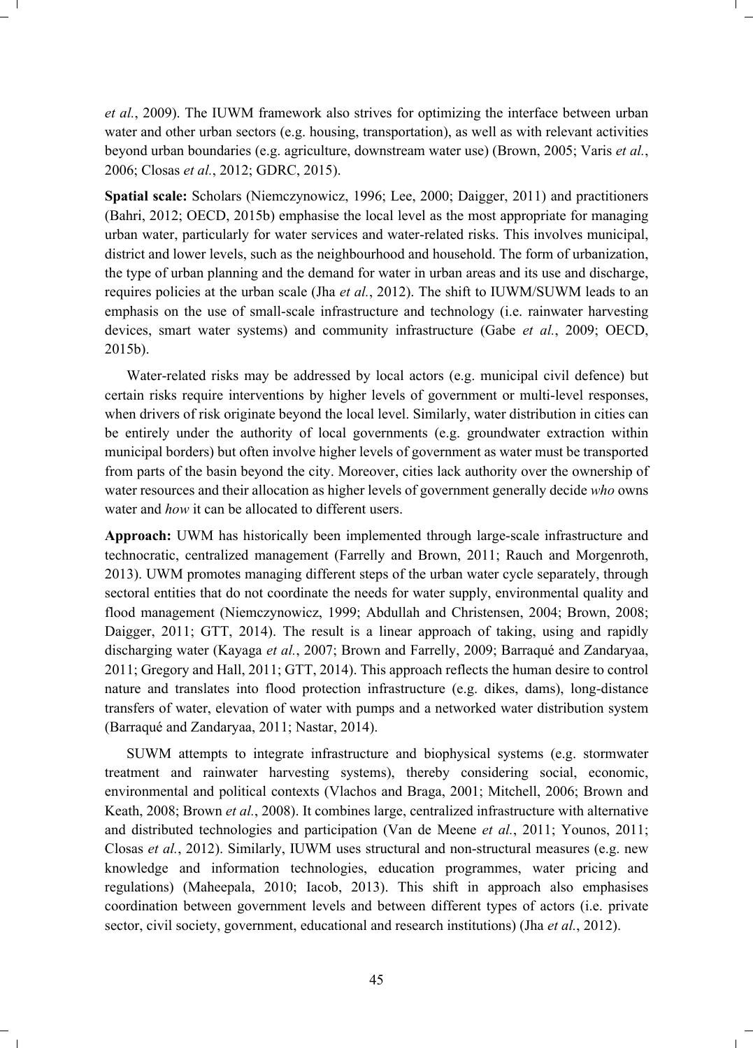*et al.*, 2009). The IUWM framework also strives for optimizing the interface between urban water and other urban sectors (e.g. housing, transportation), as well as with relevant activities beyond urban boundaries (e.g. agriculture, downstream water use) (Brown, 2005; Varis *et al.*, 2006; Closas *et al.*, 2012; GDRC, 2015).

**Spatial scale:** Scholars (Niemczynowicz, 1996; Lee, 2000; Daigger, 2011) and practitioners (Bahri, 2012; OECD, 2015b) emphasise the local level as the most appropriate for managing urban water, particularly for water services and water-related risks. This involves municipal, district and lower levels, such as the neighbourhood and household. The form of urbanization, the type of urban planning and the demand for water in urban areas and its use and discharge, requires policies at the urban scale (Jha *et al.*, 2012). The shift to IUWM/SUWM leads to an emphasis on the use of small-scale infrastructure and technology (i.e. rainwater harvesting devices, smart water systems) and community infrastructure (Gabe *et al.*, 2009; OECD, 2015b).

Water-related risks may be addressed by local actors (e.g. municipal civil defence) but certain risks require interventions by higher levels of government or multi-level responses, when drivers of risk originate beyond the local level. Similarly, water distribution in cities can be entirely under the authority of local governments (e.g. groundwater extraction within municipal borders) but often involve higher levels of government as water must be transported from parts of the basin beyond the city. Moreover, cities lack authority over the ownership of water resources and their allocation as higher levels of government generally decide *who* owns water and *how* it can be allocated to different users.

**Approach:** UWM has historically been implemented through large-scale infrastructure and technocratic, centralized management (Farrelly and Brown, 2011; Rauch and Morgenroth, 2013). UWM promotes managing different steps of the urban water cycle separately, through sectoral entities that do not coordinate the needs for water supply, environmental quality and flood management (Niemczynowicz, 1999; Abdullah and Christensen, 2004; Brown, 2008; Daigger, 2011; GTT, 2014). The result is a linear approach of taking, using and rapidly discharging water (Kayaga *et al.*, 2007; Brown and Farrelly, 2009; Barraqué and Zandaryaa, 2011; Gregory and Hall, 2011; GTT, 2014). This approach reflects the human desire to control nature and translates into flood protection infrastructure (e.g. dikes, dams), long-distance transfers of water, elevation of water with pumps and a networked water distribution system (Barraqué and Zandaryaa, 2011; Nastar, 2014).

SUWM attempts to integrate infrastructure and biophysical systems (e.g. stormwater treatment and rainwater harvesting systems), thereby considering social, economic, environmental and political contexts (Vlachos and Braga, 2001; Mitchell, 2006; Brown and Keath, 2008; Brown *et al.*, 2008). It combines large, centralized infrastructure with alternative and distributed technologies and participation (Van de Meene *et al.*, 2011; Younos, 2011; Closas *et al.*, 2012). Similarly, IUWM uses structural and non-structural measures (e.g. new knowledge and information technologies, education programmes, water pricing and regulations) (Maheepala, 2010; Iacob, 2013). This shift in approach also emphasises coordination between government levels and between different types of actors (i.e. private sector, civil society, government, educational and research institutions) (Jha *et al.*, 2012).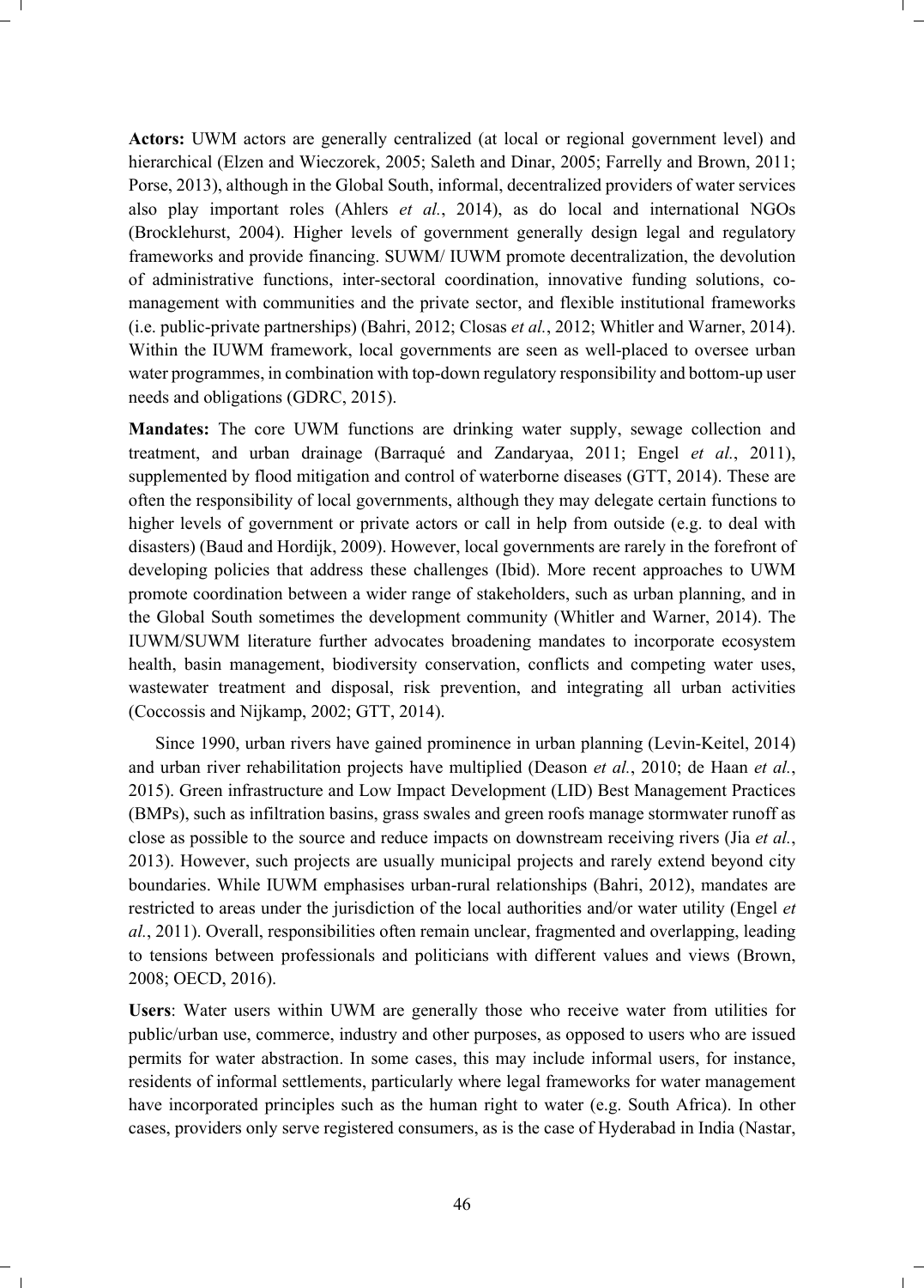**Actors:** UWM actors are generally centralized (at local or regional government level) and hierarchical (Elzen and Wieczorek, 2005; Saleth and Dinar, 2005; Farrelly and Brown, 2011; Porse, 2013), although in the Global South, informal, decentralized providers of water services also play important roles (Ahlers *et al.*, 2014), as do local and international NGOs (Brocklehurst, 2004). Higher levels of government generally design legal and regulatory frameworks and provide financing. SUWM/ IUWM promote decentralization, the devolution of administrative functions, inter-sectoral coordination, innovative funding solutions, co-management with communities and the private sector, and flexible institutional frameworks (i.e. public-private partnerships) (Bahri, 2012; Closas *et al.*, 2012; Whitler and Warner, 2014). Within the IUWM framework, local governments are seen as well-placed to oversee urban water programmes, in combination with top-down regulatory responsibility and bottom-up user needs and obligations (GDRC, 2015).

**Mandates:** The core UWM functions are drinking water supply, sewage collection and treatment, and urban drainage (Barraqué and Zandaryaa, 2011; Engel *et al.*, 2011), supplemented by flood mitigation and control of waterborne diseases (GTT, 2014). These are often the responsibility of local governments, although they may delegate certain functions to higher levels of government or private actors or call in help from outside (e.g. to deal with disasters) (Baud and Hordijk, 2009). However, local governments are rarely in the forefront of developing policies that address these challenges (Ibid). More recent approaches to UWM promote coordination between a wider range of stakeholders, such as urban planning, and in the Global South sometimes the development community (Whitler and Warner, 2014). The IUWM/SUWM literature further advocates broadening mandates to incorporate ecosystem health, basin management, biodiversity conservation, conflicts and competing water uses, wastewater treatment and disposal, risk prevention, and integrating all urban activities (Coccossis and Nijkamp, 2002; GTT, 2014).

Since 1990, urban rivers have gained prominence in urban planning (Levin-Keitel, 2014) and urban river rehabilitation projects have multiplied (Deason *et al.*, 2010; de Haan *et al.*, 2015). Green infrastructure and Low Impact Development (LID) Best Management Practices (BMPs), such as infiltration basins, grass swales and green roofs manage stormwater runoff as close as possible to the source and reduce impacts on downstream receiving rivers (Jia *et al.*, 2013). However, such projects are usually municipal projects and rarely extend beyond city boundaries. While IUWM emphasises urban-rural relationships (Bahri, 2012), mandates are restricted to areas under the jurisdiction of the local authorities and/or water utility (Engel *et al.*, 2011). Overall, responsibilities often remain unclear, fragmented and overlapping, leading to tensions between professionals and politicians with different values and views (Brown, 2008; OECD, 2016).

**Users**: Water users within UWM are generally those who receive water from utilities for public/urban use, commerce, industry and other purposes, as opposed to users who are issued permits for water abstraction. In some cases, this may include informal users, for instance, residents of informal settlements, particularly where legal frameworks for water management have incorporated principles such as the human right to water (e.g. South Africa). In other cases, providers only serve registered consumers, as is the case of Hyderabad in India (Nastar,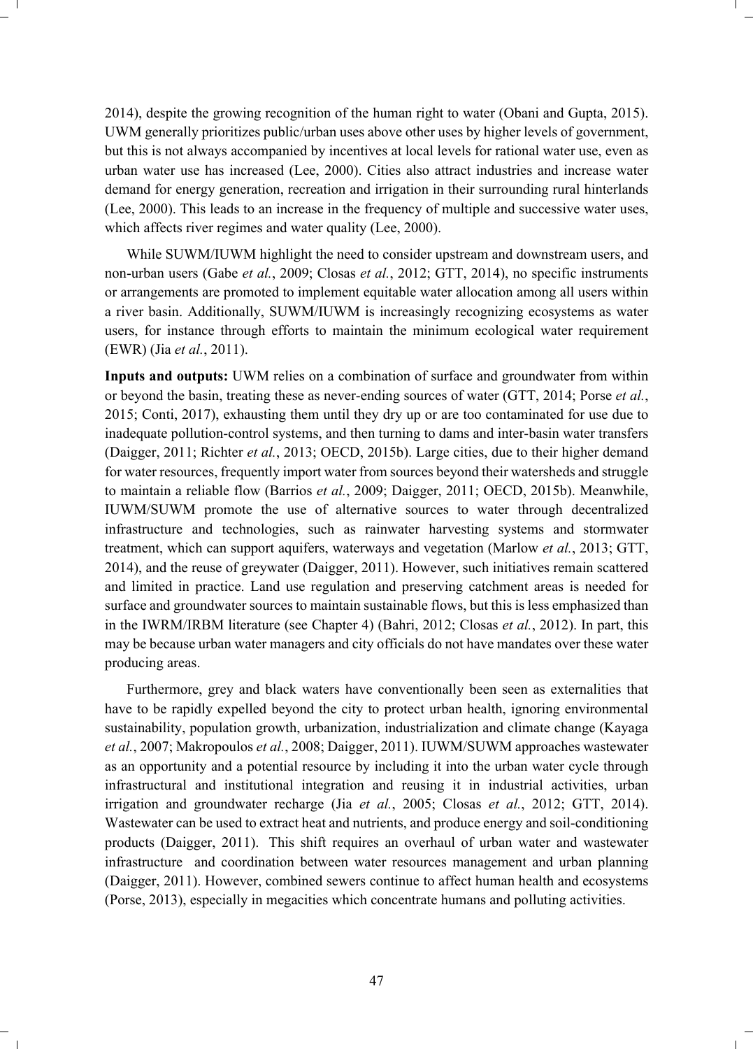2014), despite the growing recognition of the human right to water (Obani and Gupta, 2015). UWM generally prioritizes public/urban uses above other uses by higher levels of government, but this is not always accompanied by incentives at local levels for rational water use, even as urban water use has increased (Lee, 2000). Cities also attract industries and increase water demand for energy generation, recreation and irrigation in their surrounding rural hinterlands (Lee, 2000). This leads to an increase in the frequency of multiple and successive water uses, which affects river regimes and water quality (Lee, 2000).

While SUWM/IUWM highlight the need to consider upstream and downstream users, and non-urban users (Gabe *et al.*, 2009; Closas *et al.*, 2012; GTT, 2014), no specific instruments or arrangements are promoted to implement equitable water allocation among all users within a river basin. Additionally, SUWM/IUWM is increasingly recognizing ecosystems as water users, for instance through efforts to maintain the minimum ecological water requirement (EWR) (Jia *et al.*, 2011).

**Inputs and outputs:** UWM relies on a combination of surface and groundwater from within or beyond the basin, treating these as never-ending sources of water (GTT, 2014; Porse *et al.*, 2015; Conti, 2017), exhausting them until they dry up or are too contaminated for use due to inadequate pollution-control systems, and then turning to dams and inter-basin water transfers (Daigger, 2011; Richter *et al.*, 2013; OECD, 2015b). Large cities, due to their higher demand for water resources, frequently import water from sources beyond their watersheds and struggle to maintain a reliable flow (Barrios *et al.*, 2009; Daigger, 2011; OECD, 2015b). Meanwhile, IUWM/SUWM promote the use of alternative sources to water through decentralized infrastructure and technologies, such as rainwater harvesting systems and stormwater treatment, which can support aquifers, waterways and vegetation (Marlow *et al.*, 2013; GTT, 2014), and the reuse of greywater (Daigger, 2011). However, such initiatives remain scattered and limited in practice. Land use regulation and preserving catchment areas is needed for surface and groundwater sources to maintain sustainable flows, but this is less emphasized than in the IWRM/IRBM literature (see Chapter 4) (Bahri, 2012; Closas *et al.*, 2012). In part, this may be because urban water managers and city officials do not have mandates over these water producing areas.

Furthermore, grey and black waters have conventionally been seen as externalities that have to be rapidly expelled beyond the city to protect urban health, ignoring environmental sustainability, population growth, urbanization, industrialization and climate change (Kayaga *et al.*, 2007; Makropoulos *et al.*, 2008; Daigger, 2011). IUWM/SUWM approaches wastewater as an opportunity and a potential resource by including it into the urban water cycle through infrastructural and institutional integration and reusing it in industrial activities, urban irrigation and groundwater recharge (Jia *et al.*, 2005; Closas *et al.*, 2012; GTT, 2014). Wastewater can be used to extract heat and nutrients, and produce energy and soil-conditioning products (Daigger, 2011). This shift requires an overhaul of urban water and wastewater infrastructure and coordination between water resources management and urban planning (Daigger, 2011). However, combined sewers continue to affect human health and ecosystems (Porse, 2013), especially in megacities which concentrate humans and polluting activities.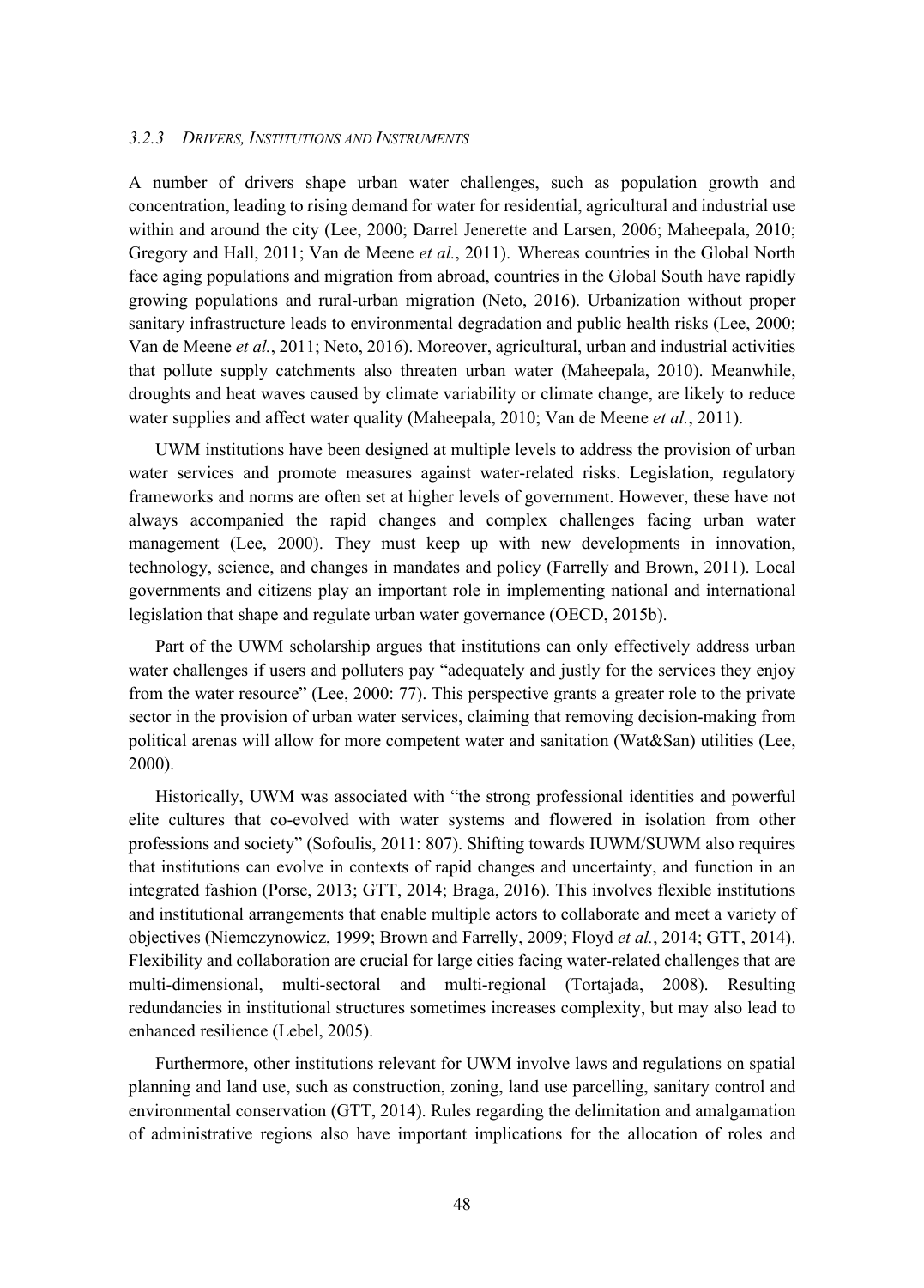### *3.2.3 Drivers, Institutions and Instruments*

A number of drivers shape urban water challenges, such as population growth and concentration, leading to rising demand for water for residential, agricultural and industrial use within and around the city (Lee, 2000; Darrel Jenerette and Larsen, 2006; Maheepala, 2010; Gregory and Hall, 2011; Van de Meene *et al.*, 2011). Whereas countries in the Global North face aging populations and migration from abroad, countries in the Global South have rapidly growing populations and rural-urban migration (Neto, 2016). Urbanization without proper sanitary infrastructure leads to environmental degradation and public health risks (Lee, 2000; Van de Meene *et al.*, 2011; Neto, 2016). Moreover, agricultural, urban and industrial activities that pollute supply catchments also threaten urban water (Maheepala, 2010). Meanwhile, droughts and heat waves caused by climate variability or climate change, are likely to reduce water supplies and affect water quality (Maheepala, 2010; Van de Meene *et al.*, 2011).

UWM institutions have been designed at multiple levels to address the provision of urban water services and promote measures against water-related risks. Legislation, regulatory frameworks and norms are often set at higher levels of government. However, these have not always accompanied the rapid changes and complex challenges facing urban water management (Lee, 2000). They must keep up with new developments in innovation, technology, science, and changes in mandates and policy (Farrelly and Brown, 2011). Local governments and citizens play an important role in implementing national and international legislation that shape and regulate urban water governance (OECD, 2015b).

Part of the UWM scholarship argues that institutions can only effectively address urban water challenges if users and polluters pay "adequately and justly for the services they enjoy from the water resource" (Lee, 2000: 77). This perspective grants a greater role to the private sector in the provision of urban water services, claiming that removing decision-making from political arenas will allow for more competent water and sanitation (Wat&San) utilities (Lee, 2000).

Historically, UWM was associated with "the strong professional identities and powerful elite cultures that co-evolved with water systems and flowered in isolation from other professions and society" (Sofoulis, 2011: 807). Shifting towards IUWM/SUWM also requires that institutions can evolve in contexts of rapid changes and uncertainty, and function in an integrated fashion (Porse, 2013; GTT, 2014; Braga, 2016). This involves flexible institutions and institutional arrangements that enable multiple actors to collaborate and meet a variety of objectives (Niemczynowicz, 1999; Brown and Farrelly, 2009; Floyd *et al.*, 2014; GTT, 2014). Flexibility and collaboration are crucial for large cities facing water-related challenges that are multi-dimensional, multi-sectoral and multi-regional (Tortajada, 2008). Resulting redundancies in institutional structures sometimes increases complexity, but may also lead to enhanced resilience (Lebel, 2005).

Furthermore, other institutions relevant for UWM involve laws and regulations on spatial planning and land use, such as construction, zoning, land use parcelling, sanitary control and environmental conservation (GTT, 2014). Rules regarding the delimitation and amalgamation of administrative regions also have important implications for the allocation of roles and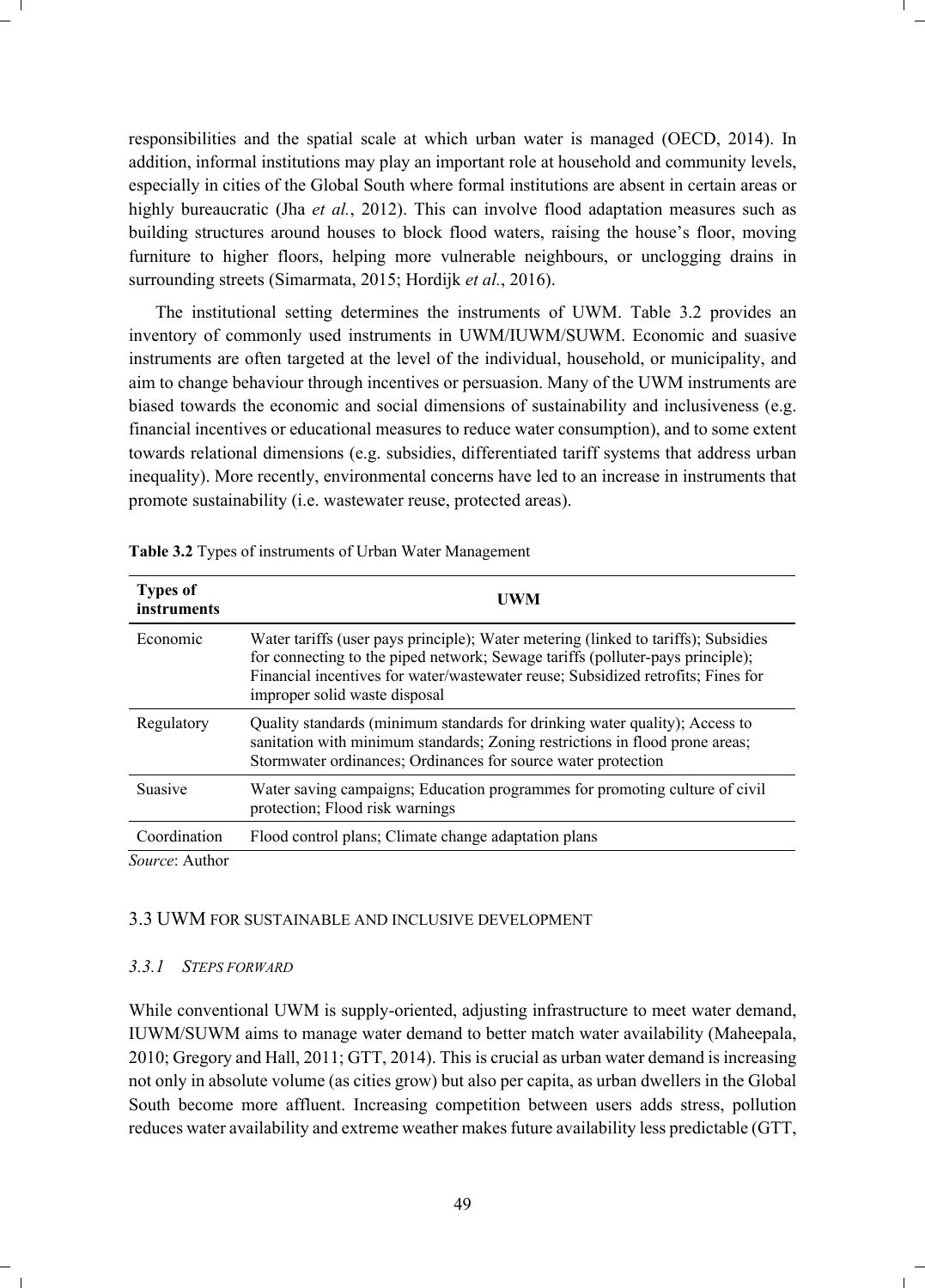responsibilities and the spatial scale at which urban water is managed (OECD, 2014). In addition, informal institutions may play an important role at household and community levels, especially in cities of the Global South where formal institutions are absent in certain areas or highly bureaucratic (Jha *et al.*, 2012). This can involve flood adaptation measures such as building structures around houses to block flood waters, raising the house's floor, moving furniture to higher floors, helping more vulnerable neighbours, or unclogging drains in surrounding streets (Simarmata, 2015; Hordijk *et al.*, 2016).

The institutional setting determines the instruments of UWM. Table 3.2 provides an inventory of commonly used instruments in UWM/IUWM/SUWM. Economic and suasive instruments are often targeted at the level of the individual, household, or municipality, and aim to change behaviour through incentives or persuasion. Many of the UWM instruments are biased towards the economic and social dimensions of sustainability and inclusiveness (e.g. financial incentives or educational measures to reduce water consumption), and to some extent towards relational dimensions (e.g. subsidies, differentiated tariff systems that address urban inequality). More recently, environmental concerns have led to an increase in instruments that promote sustainability (i.e. wastewater reuse, protected areas).

**Table 3.2** Types of instruments of Urban Water Management

| Types of instruments | UWM |
|---|---|
| Economic | Water tariffs (user pays principle); Water metering (linked to tariffs); Subsidies for connecting to the piped network; Sewage tariffs (polluter-pays principle); Financial incentives for water/wastewater reuse; Subsidized retrofits; Fines for improper solid waste disposal |
| Regulatory | Quality standards (minimum standards for drinking water quality); Access to sanitation with minimum standards; Zoning restrictions in flood prone areas; Stormwater ordinances; Ordinances for source water protection |
| Suasive | Water saving campaigns; Education programmes for promoting culture of civil protection; Flood risk warnings |
| Coordination | Flood control plans; Climate change adaptation plans |

*Source*: Author

## 3.3 UWM FOR SUSTAINABLE AND INCLUSIVE DEVELOPMENT

### *3.3.1 STEPS FORWARD*

While conventional UWM is supply-oriented, adjusting infrastructure to meet water demand, IUWM/SUWM aims to manage water demand to better match water availability (Maheepala, 2010; Gregory and Hall, 2011; GTT, 2014). This is crucial as urban water demand is increasing not only in absolute volume (as cities grow) but also per capita, as urban dwellers in the Global South become more affluent. Increasing competition between users adds stress, pollution reduces water availability and extreme weather makes future availability less predictable (GTT,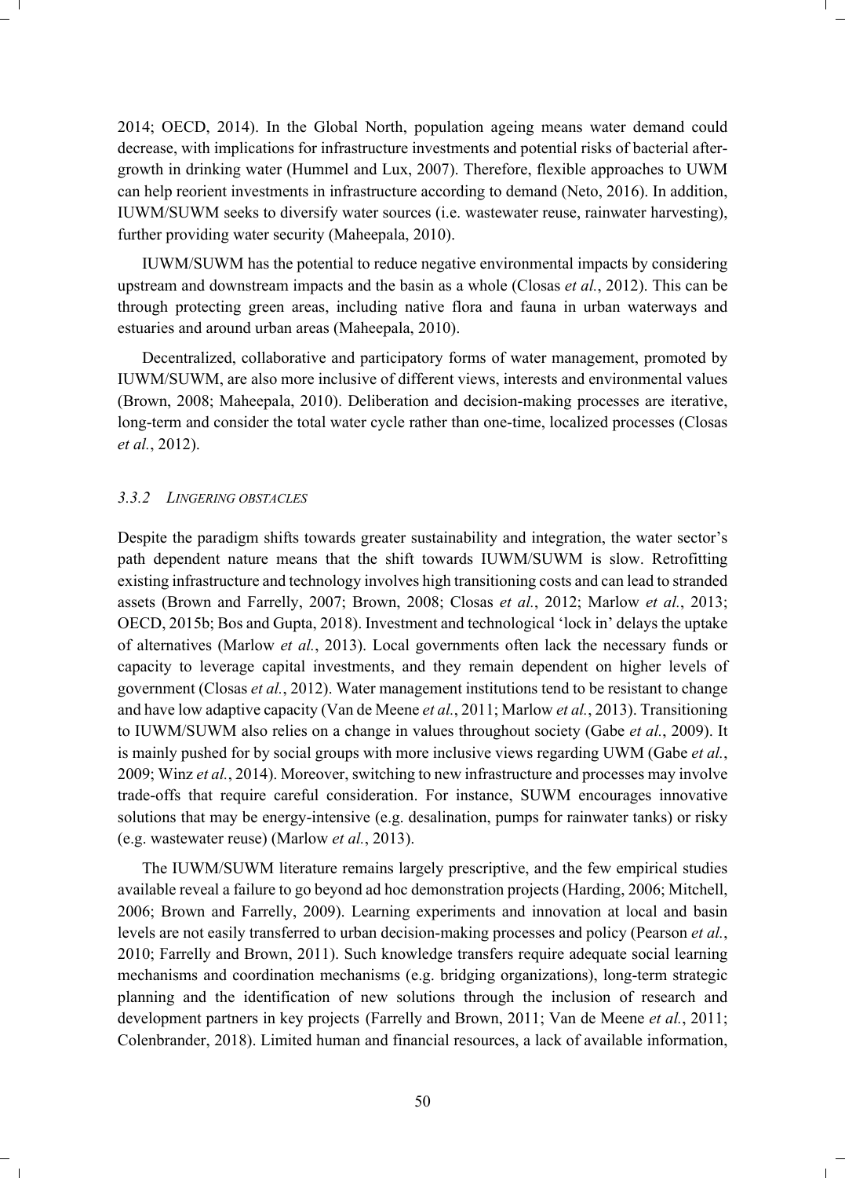2014; OECD, 2014). In the Global North, population ageing means water demand could decrease, with implications for infrastructure investments and potential risks of bacterial after-growth in drinking water (Hummel and Lux, 2007). Therefore, flexible approaches to UWM can help reorient investments in infrastructure according to demand (Neto, 2016). In addition, IUWM/SUWM seeks to diversify water sources (i.e. wastewater reuse, rainwater harvesting), further providing water security (Maheepala, 2010).

IUWM/SUWM has the potential to reduce negative environmental impacts by considering upstream and downstream impacts and the basin as a whole (Closas *et al.*, 2012). This can be through protecting green areas, including native flora and fauna in urban waterways and estuaries and around urban areas (Maheepala, 2010).

Decentralized, collaborative and participatory forms of water management, promoted by IUWM/SUWM, are also more inclusive of different views, interests and environmental values (Brown, 2008; Maheepala, 2010). Deliberation and decision-making processes are iterative, long-term and consider the total water cycle rather than one-time, localized processes (Closas *et al.*, 2012).

### *3.3.2 Lingering obstacles*

Despite the paradigm shifts towards greater sustainability and integration, the water sector's path dependent nature means that the shift towards IUWM/SUWM is slow. Retrofitting existing infrastructure and technology involves high transitioning costs and can lead to stranded assets (Brown and Farrelly, 2007; Brown, 2008; Closas *et al.*, 2012; Marlow *et al.*, 2013; OECD, 2015b; Bos and Gupta, 2018). Investment and technological 'lock in' delays the uptake of alternatives (Marlow *et al.*, 2013). Local governments often lack the necessary funds or capacity to leverage capital investments, and they remain dependent on higher levels of government (Closas *et al.*, 2012). Water management institutions tend to be resistant to change and have low adaptive capacity (Van de Meene *et al.*, 2011; Marlow *et al.*, 2013). Transitioning to IUWM/SUWM also relies on a change in values throughout society (Gabe *et al.*, 2009). It is mainly pushed for by social groups with more inclusive views regarding UWM (Gabe *et al.*, 2009; Winz *et al.*, 2014). Moreover, switching to new infrastructure and processes may involve trade-offs that require careful consideration. For instance, SUWM encourages innovative solutions that may be energy-intensive (e.g. desalination, pumps for rainwater tanks) or risky (e.g. wastewater reuse) (Marlow *et al.*, 2013).

The IUWM/SUWM literature remains largely prescriptive, and the few empirical studies available reveal a failure to go beyond ad hoc demonstration projects (Harding, 2006; Mitchell, 2006; Brown and Farrelly, 2009). Learning experiments and innovation at local and basin levels are not easily transferred to urban decision-making processes and policy (Pearson *et al.*, 2010; Farrelly and Brown, 2011). Such knowledge transfers require adequate social learning mechanisms and coordination mechanisms (e.g. bridging organizations), long-term strategic planning and the identification of new solutions through the inclusion of research and development partners in key projects (Farrelly and Brown, 2011; Van de Meene *et al.*, 2011; Colenbrander, 2018). Limited human and financial resources, a lack of available information,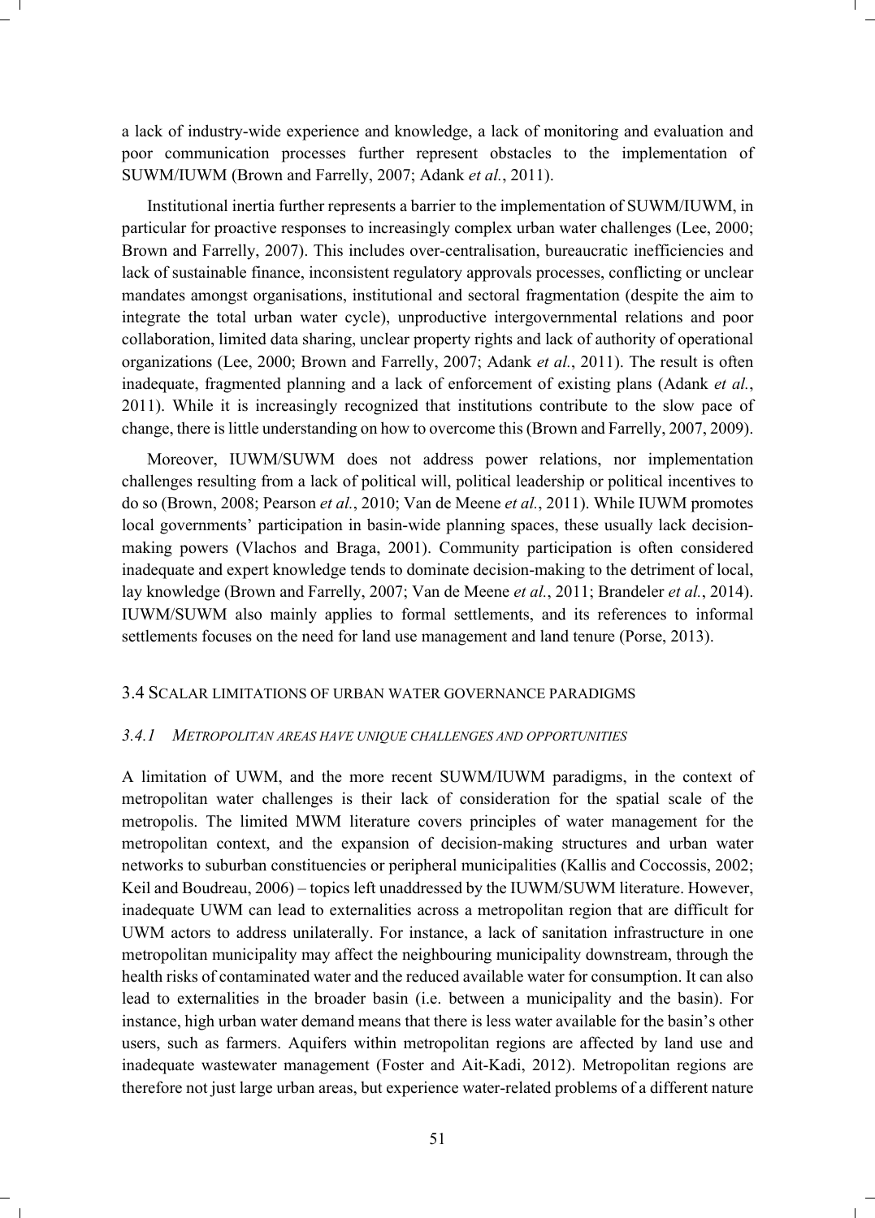a lack of industry-wide experience and knowledge, a lack of monitoring and evaluation and poor communication processes further represent obstacles to the implementation of SUWM/IUWM (Brown and Farrelly, 2007; Adank *et al.*, 2011).

Institutional inertia further represents a barrier to the implementation of SUWM/IUWM, in particular for proactive responses to increasingly complex urban water challenges (Lee, 2000; Brown and Farrelly, 2007). This includes over-centralisation, bureaucratic inefficiencies and lack of sustainable finance, inconsistent regulatory approvals processes, conflicting or unclear mandates amongst organisations, institutional and sectoral fragmentation (despite the aim to integrate the total urban water cycle), unproductive intergovernmental relations and poor collaboration, limited data sharing, unclear property rights and lack of authority of operational organizations (Lee, 2000; Brown and Farrelly, 2007; Adank *et al.*, 2011). The result is often inadequate, fragmented planning and a lack of enforcement of existing plans (Adank *et al.*, 2011). While it is increasingly recognized that institutions contribute to the slow pace of change, there is little understanding on how to overcome this (Brown and Farrelly, 2007, 2009).

Moreover, IUWM/SUWM does not address power relations, nor implementation challenges resulting from a lack of political will, political leadership or political incentives to do so (Brown, 2008; Pearson *et al.*, 2010; Van de Meene *et al.*, 2011). While IUWM promotes local governments' participation in basin-wide planning spaces, these usually lack decision-making powers (Vlachos and Braga, 2001). Community participation is often considered inadequate and expert knowledge tends to dominate decision-making to the detriment of local, lay knowledge (Brown and Farrelly, 2007; Van de Meene *et al.*, 2011; Brandeler *et al.*, 2014). IUWM/SUWM also mainly applies to formal settlements, and its references to informal settlements focuses on the need for land use management and land tenure (Porse, 2013).

## 3.4 Scalar limitations of urban water governance paradigms

### *3.4.1 Metropolitan areas have unique challenges and opportunities*

A limitation of UWM, and the more recent SUWM/IUWM paradigms, in the context of metropolitan water challenges is their lack of consideration for the spatial scale of the metropolis. The limited MWM literature covers principles of water management for the metropolitan context, and the expansion of decision-making structures and urban water networks to suburban constituencies or peripheral municipalities (Kallis and Coccossis, 2002; Keil and Boudreau, 2006) – topics left unaddressed by the IUWM/SUWM literature. However, inadequate UWM can lead to externalities across a metropolitan region that are difficult for UWM actors to address unilaterally. For instance, a lack of sanitation infrastructure in one metropolitan municipality may affect the neighbouring municipality downstream, through the health risks of contaminated water and the reduced available water for consumption. It can also lead to externalities in the broader basin (i.e. between a municipality and the basin). For instance, high urban water demand means that there is less water available for the basin's other users, such as farmers. Aquifers within metropolitan regions are affected by land use and inadequate wastewater management (Foster and Ait-Kadi, 2012). Metropolitan regions are therefore not just large urban areas, but experience water-related problems of a different nature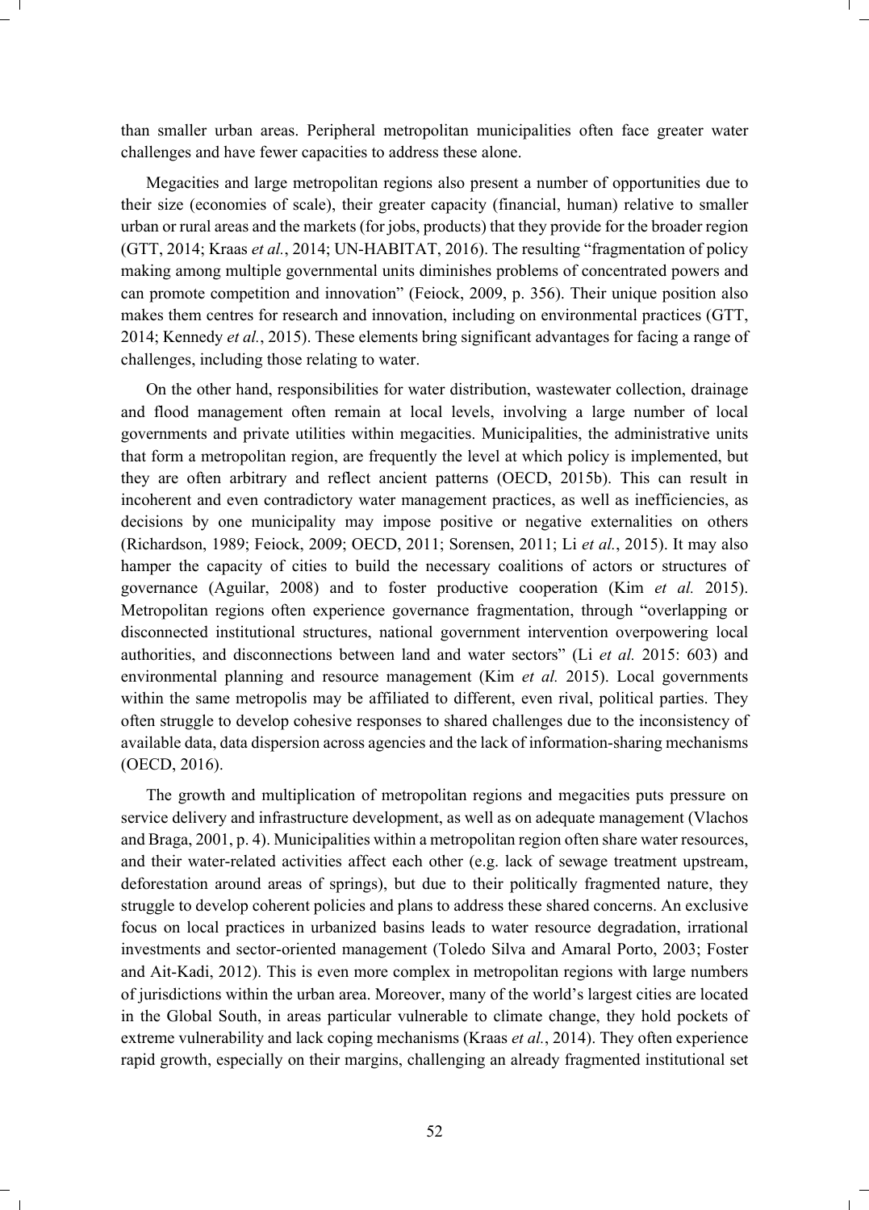than smaller urban areas. Peripheral metropolitan municipalities often face greater water challenges and have fewer capacities to address these alone.

Megacities and large metropolitan regions also present a number of opportunities due to their size (economies of scale), their greater capacity (financial, human) relative to smaller urban or rural areas and the markets (for jobs, products) that they provide for the broader region (GTT, 2014; Kraas *et al.*, 2014; UN-HABITAT, 2016). The resulting "fragmentation of policy making among multiple governmental units diminishes problems of concentrated powers and can promote competition and innovation" (Feiock, 2009, p. 356). Their unique position also makes them centres for research and innovation, including on environmental practices (GTT, 2014; Kennedy *et al.*, 2015). These elements bring significant advantages for facing a range of challenges, including those relating to water.

On the other hand, responsibilities for water distribution, wastewater collection, drainage and flood management often remain at local levels, involving a large number of local governments and private utilities within megacities. Municipalities, the administrative units that form a metropolitan region, are frequently the level at which policy is implemented, but they are often arbitrary and reflect ancient patterns (OECD, 2015b). This can result in incoherent and even contradictory water management practices, as well as inefficiencies, as decisions by one municipality may impose positive or negative externalities on others (Richardson, 1989; Feiock, 2009; OECD, 2011; Sorensen, 2011; Li *et al.*, 2015). It may also hamper the capacity of cities to build the necessary coalitions of actors or structures of governance (Aguilar, 2008) and to foster productive cooperation (Kim *et al.* 2015). Metropolitan regions often experience governance fragmentation, through "overlapping or disconnected institutional structures, national government intervention overpowering local authorities, and disconnections between land and water sectors" (Li *et al.* 2015: 603) and environmental planning and resource management (Kim *et al.* 2015). Local governments within the same metropolis may be affiliated to different, even rival, political parties. They often struggle to develop cohesive responses to shared challenges due to the inconsistency of available data, data dispersion across agencies and the lack of information-sharing mechanisms (OECD, 2016).

The growth and multiplication of metropolitan regions and megacities puts pressure on service delivery and infrastructure development, as well as on adequate management (Vlachos and Braga, 2001, p. 4). Municipalities within a metropolitan region often share water resources, and their water-related activities affect each other (e.g. lack of sewage treatment upstream, deforestation around areas of springs), but due to their politically fragmented nature, they struggle to develop coherent policies and plans to address these shared concerns. An exclusive focus on local practices in urbanized basins leads to water resource degradation, irrational investments and sector-oriented management (Toledo Silva and Amaral Porto, 2003; Foster and Ait-Kadi, 2012). This is even more complex in metropolitan regions with large numbers of jurisdictions within the urban area. Moreover, many of the world's largest cities are located in the Global South, in areas particular vulnerable to climate change, they hold pockets of extreme vulnerability and lack coping mechanisms (Kraas *et al.*, 2014). They often experience rapid growth, especially on their margins, challenging an already fragmented institutional set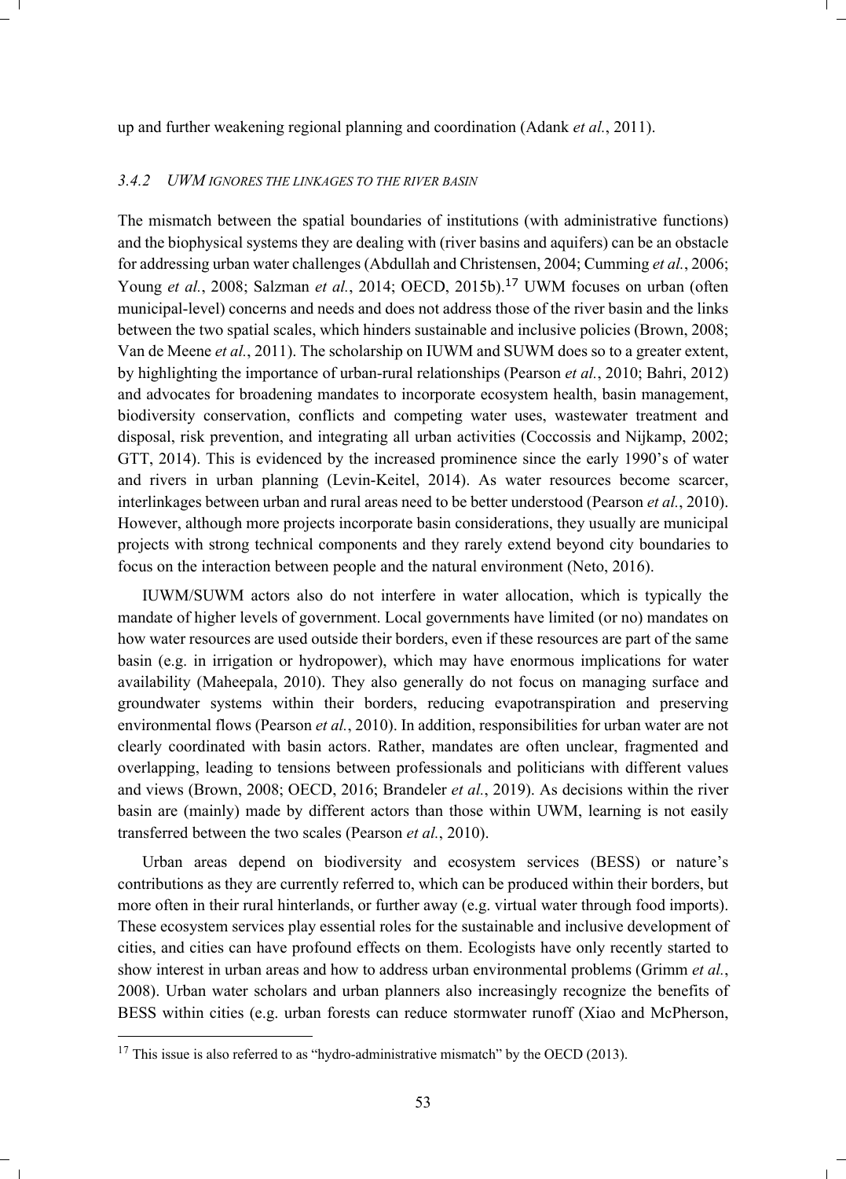up and further weakening regional planning and coordination (Adank *et al.*, 2011).

### *3.4.2 UWM IGNORES THE LINKAGES TO THE RIVER BASIN*

The mismatch between the spatial boundaries of institutions (with administrative functions) and the biophysical systems they are dealing with (river basins and aquifers) can be an obstacle for addressing urban water challenges (Abdullah and Christensen, 2004; Cumming *et al.*, 2006; Young *et al.*, 2008; Salzman *et al.*, 2014; OECD, 2015b).[17] UWM focuses on urban (often municipal-level) concerns and needs and does not address those of the river basin and the links between the two spatial scales, which hinders sustainable and inclusive policies (Brown, 2008; Van de Meene *et al.*, 2011). The scholarship on IUWM and SUWM does so to a greater extent, by highlighting the importance of urban-rural relationships (Pearson *et al.*, 2010; Bahri, 2012) and advocates for broadening mandates to incorporate ecosystem health, basin management, biodiversity conservation, conflicts and competing water uses, wastewater treatment and disposal, risk prevention, and integrating all urban activities (Coccossis and Nijkamp, 2002; GTT, 2014). This is evidenced by the increased prominence since the early 1990's of water and rivers in urban planning (Levin-Keitel, 2014). As water resources become scarcer, interlinkages between urban and rural areas need to be better understood (Pearson *et al.*, 2010). However, although more projects incorporate basin considerations, they usually are municipal projects with strong technical components and they rarely extend beyond city boundaries to focus on the interaction between people and the natural environment (Neto, 2016).

IUWM/SUWM actors also do not interfere in water allocation, which is typically the mandate of higher levels of government. Local governments have limited (or no) mandates on how water resources are used outside their borders, even if these resources are part of the same basin (e.g. in irrigation or hydropower), which may have enormous implications for water availability (Maheepala, 2010). They also generally do not focus on managing surface and groundwater systems within their borders, reducing evapotranspiration and preserving environmental flows (Pearson *et al.*, 2010). In addition, responsibilities for urban water are not clearly coordinated with basin actors. Rather, mandates are often unclear, fragmented and overlapping, leading to tensions between professionals and politicians with different values and views (Brown, 2008; OECD, 2016; Brandeler *et al.*, 2019). As decisions within the river basin are (mainly) made by different actors than those within UWM, learning is not easily transferred between the two scales (Pearson *et al.*, 2010).

Urban areas depend on biodiversity and ecosystem services (BESS) or nature's contributions as they are currently referred to, which can be produced within their borders, but more often in their rural hinterlands, or further away (e.g. virtual water through food imports). These ecosystem services play essential roles for the sustainable and inclusive development of cities, and cities can have profound effects on them. Ecologists have only recently started to show interest in urban areas and how to address urban environmental problems (Grimm *et al.*, 2008). Urban water scholars and urban planners also increasingly recognize the benefits of BESS within cities (e.g. urban forests can reduce stormwater runoff (Xiao and McPherson,

[17] This issue is also referred to as "hydro-administrative mismatch" by the OECD (2013).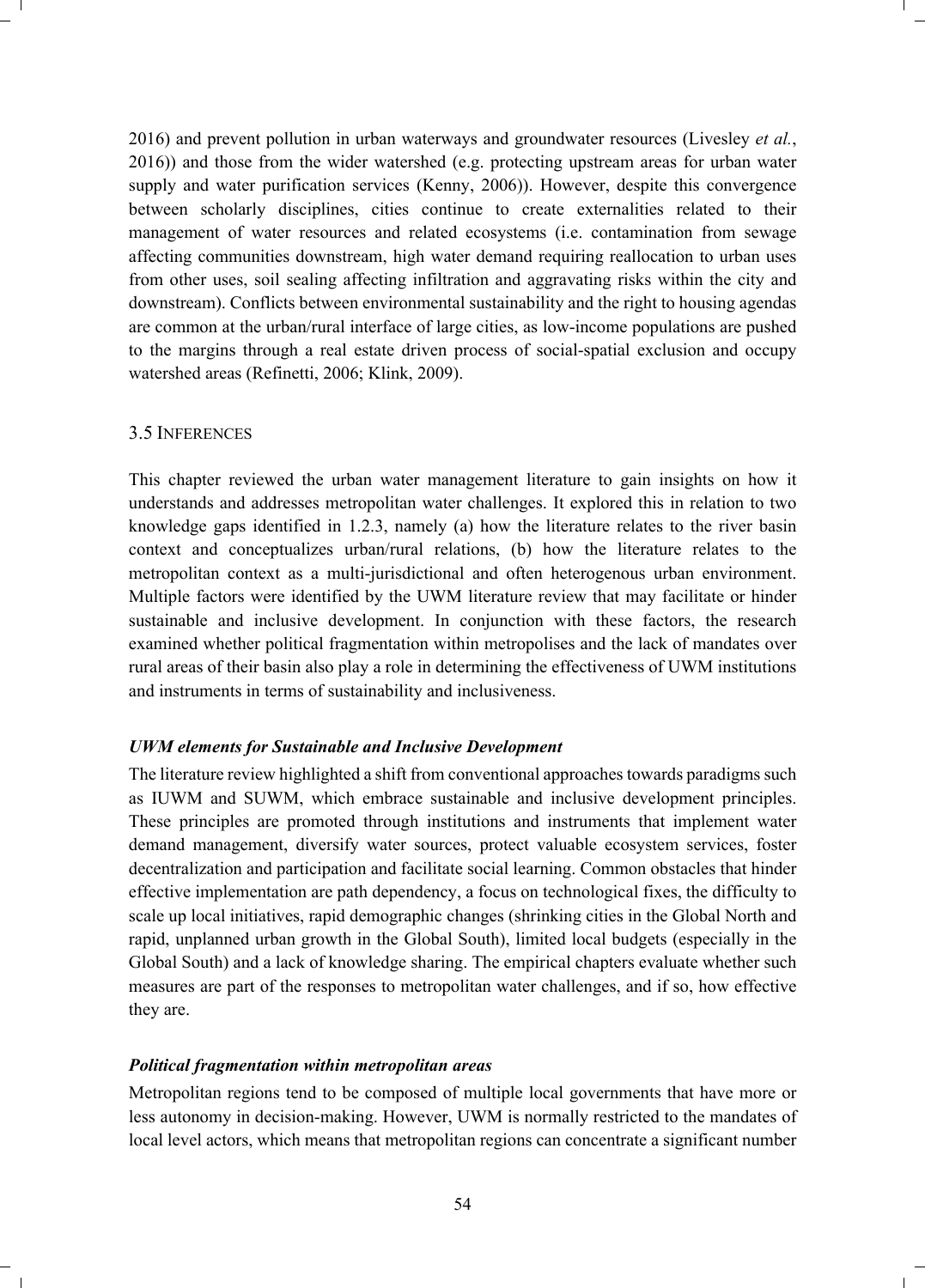2016) and prevent pollution in urban waterways and groundwater resources (Livesley *et al.*, 2016)) and those from the wider watershed (e.g. protecting upstream areas for urban water supply and water purification services (Kenny, 2006)). However, despite this convergence between scholarly disciplines, cities continue to create externalities related to their management of water resources and related ecosystems (i.e. contamination from sewage affecting communities downstream, high water demand requiring reallocation to urban uses from other uses, soil sealing affecting infiltration and aggravating risks within the city and downstream). Conflicts between environmental sustainability and the right to housing agendas are common at the urban/rural interface of large cities, as low-income populations are pushed to the margins through a real estate driven process of social-spatial exclusion and occupy watershed areas (Refinetti, 2006; Klink, 2009).

### 3.5 Inferences

This chapter reviewed the urban water management literature to gain insights on how it understands and addresses metropolitan water challenges. It explored this in relation to two knowledge gaps identified in 1.2.3, namely (a) how the literature relates to the river basin context and conceptualizes urban/rural relations, (b) how the literature relates to the metropolitan context as a multi-jurisdictional and often heterogenous urban environment. Multiple factors were identified by the UWM literature review that may facilitate or hinder sustainable and inclusive development. In conjunction with these factors, the research examined whether political fragmentation within metropolises and the lack of mandates over rural areas of their basin also play a role in determining the effectiveness of UWM institutions and instruments in terms of sustainability and inclusiveness.

#### *UWM elements for Sustainable and Inclusive Development*

The literature review highlighted a shift from conventional approaches towards paradigms such as IUWM and SUWM, which embrace sustainable and inclusive development principles. These principles are promoted through institutions and instruments that implement water demand management, diversify water sources, protect valuable ecosystem services, foster decentralization and participation and facilitate social learning. Common obstacles that hinder effective implementation are path dependency, a focus on technological fixes, the difficulty to scale up local initiatives, rapid demographic changes (shrinking cities in the Global North and rapid, unplanned urban growth in the Global South), limited local budgets (especially in the Global South) and a lack of knowledge sharing. The empirical chapters evaluate whether such measures are part of the responses to metropolitan water challenges, and if so, how effective they are.

#### *Political fragmentation within metropolitan areas*

Metropolitan regions tend to be composed of multiple local governments that have more or less autonomy in decision-making. However, UWM is normally restricted to the mandates of local level actors, which means that metropolitan regions can concentrate a significant number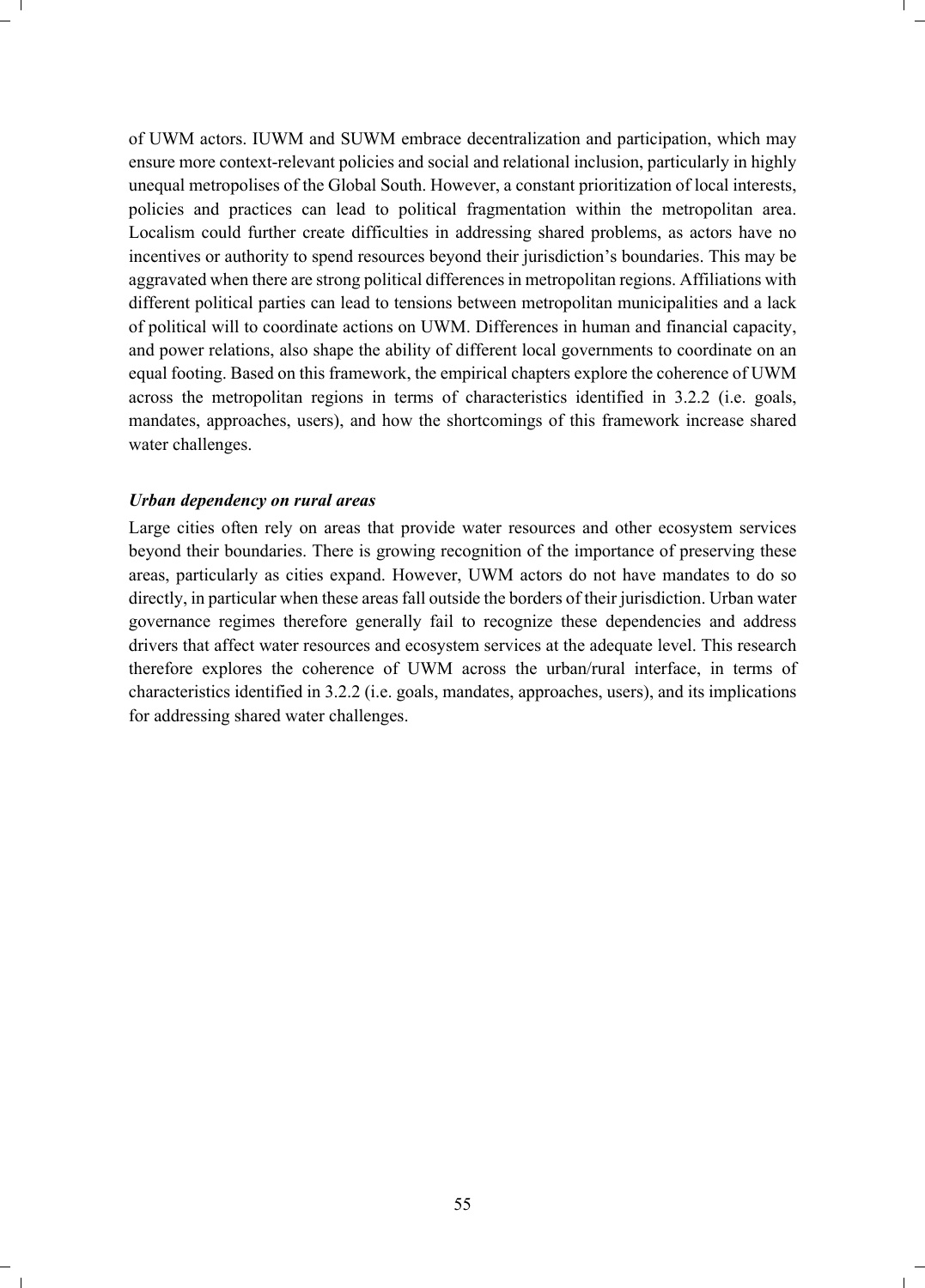of UWM actors. IUWM and SUWM embrace decentralization and participation, which may ensure more context-relevant policies and social and relational inclusion, particularly in highly unequal metropolises of the Global South. However, a constant prioritization of local interests, policies and practices can lead to political fragmentation within the metropolitan area. Localism could further create difficulties in addressing shared problems, as actors have no incentives or authority to spend resources beyond their jurisdiction's boundaries. This may be aggravated when there are strong political differences in metropolitan regions. Affiliations with different political parties can lead to tensions between metropolitan municipalities and a lack of political will to coordinate actions on UWM. Differences in human and financial capacity, and power relations, also shape the ability of different local governments to coordinate on an equal footing. Based on this framework, the empirical chapters explore the coherence of UWM across the metropolitan regions in terms of characteristics identified in 3.2.2 (i.e. goals, mandates, approaches, users), and how the shortcomings of this framework increase shared water challenges.

***Urban dependency on rural areas***

Large cities often rely on areas that provide water resources and other ecosystem services beyond their boundaries. There is growing recognition of the importance of preserving these areas, particularly as cities expand. However, UWM actors do not have mandates to do so directly, in particular when these areas fall outside the borders of their jurisdiction. Urban water governance regimes therefore generally fail to recognize these dependencies and address drivers that affect water resources and ecosystem services at the adequate level. This research therefore explores the coherence of UWM across the urban/rural interface, in terms of characteristics identified in 3.2.2 (i.e. goals, mandates, approaches, users), and its implications for addressing shared water challenges.